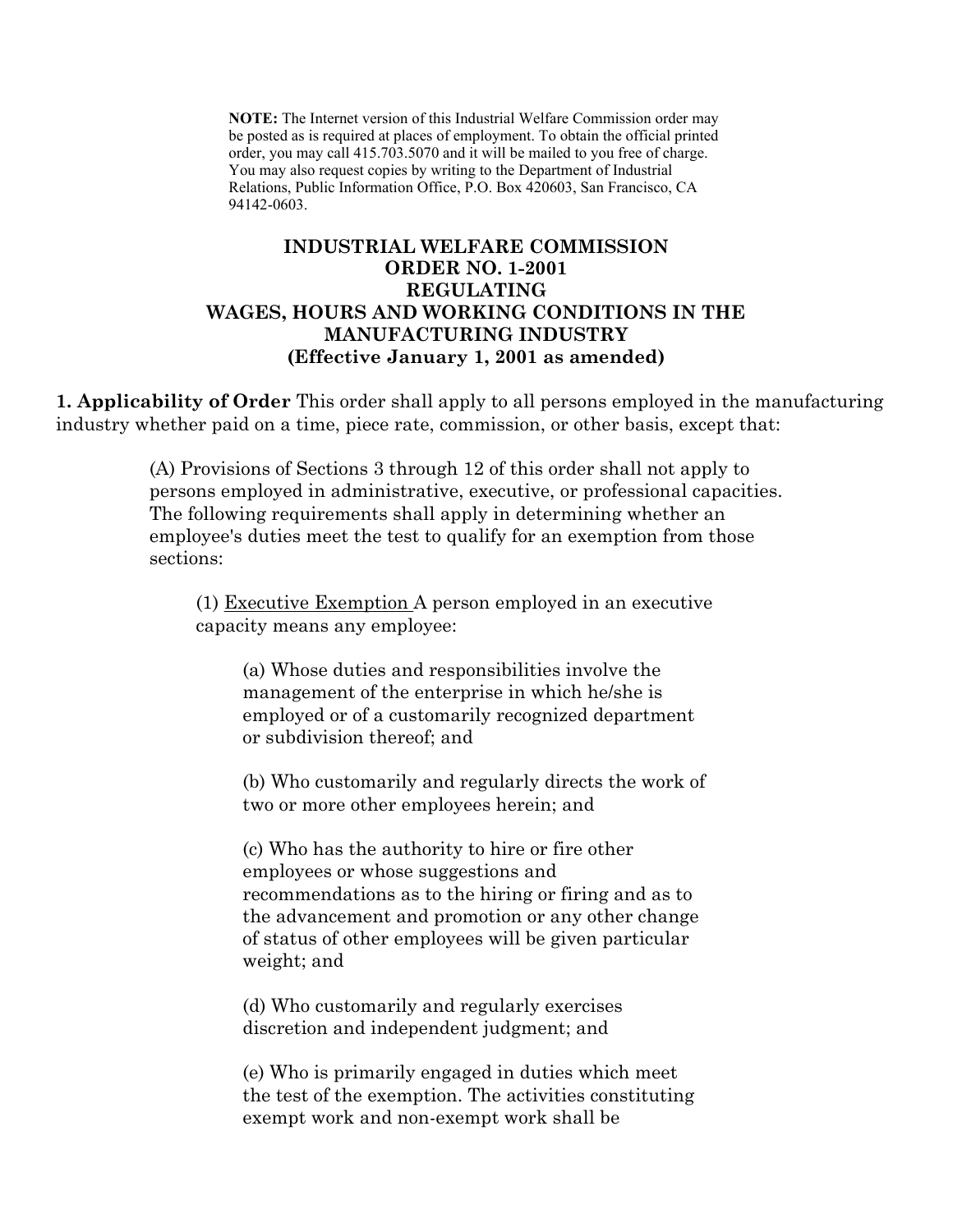**NOTE:** The Internet version of this Industrial Welfare Commission order may be posted as is required at places of employment. To obtain the official printed order, you may call 415.703.5070 and it will be mailed to you free of charge. You may also request copies by writing to the Department of Industrial Relations, Public Information Office, P.O. Box 420603, San Francisco, CA 94142-0603.

# INDUSTRIAL WELFARE COMMISSION ORDER NO. 1-2001 REGULATING WAGES, HOURS AND WORKING CONDITIONS IN THE MANUFACTURING INDUSTRY (Effective January 1, 2001 as amended)

**1. Applicability of Order** This order shall apply to all persons employed in the manufacturing industry whether paid on a time, piece rate, commission, or other basis, except that:

(A) Provisions of Sections 3 through 12 of this order shall not apply to persons employed in administrative, executive, or professional capacities. The following requirements shall apply in determining whether an employee's duties meet the test to qualify for an exemption from those sections:

(1) Executive Exemption A person employed in an executive capacity means any employee:

(a) Whose duties and responsibilities involve the management of the enterprise in which he/she is employed or of a customarily recognized department or subdivision thereof; and

(b) Who customarily and regularly directs the work of two or more other employees herein; and

(c) Who has the authority to hire or fire other employees or whose suggestions and recommendations as to the hiring or firing and as to the advancement and promotion or any other change of status of other employees will be given particular weight; and

(d) Who customarily and regularly exercises discretion and independent judgment; and

(e) Who is primarily engaged in duties which meet the test of the exemption. The activities constituting exempt work and non-exempt work shall be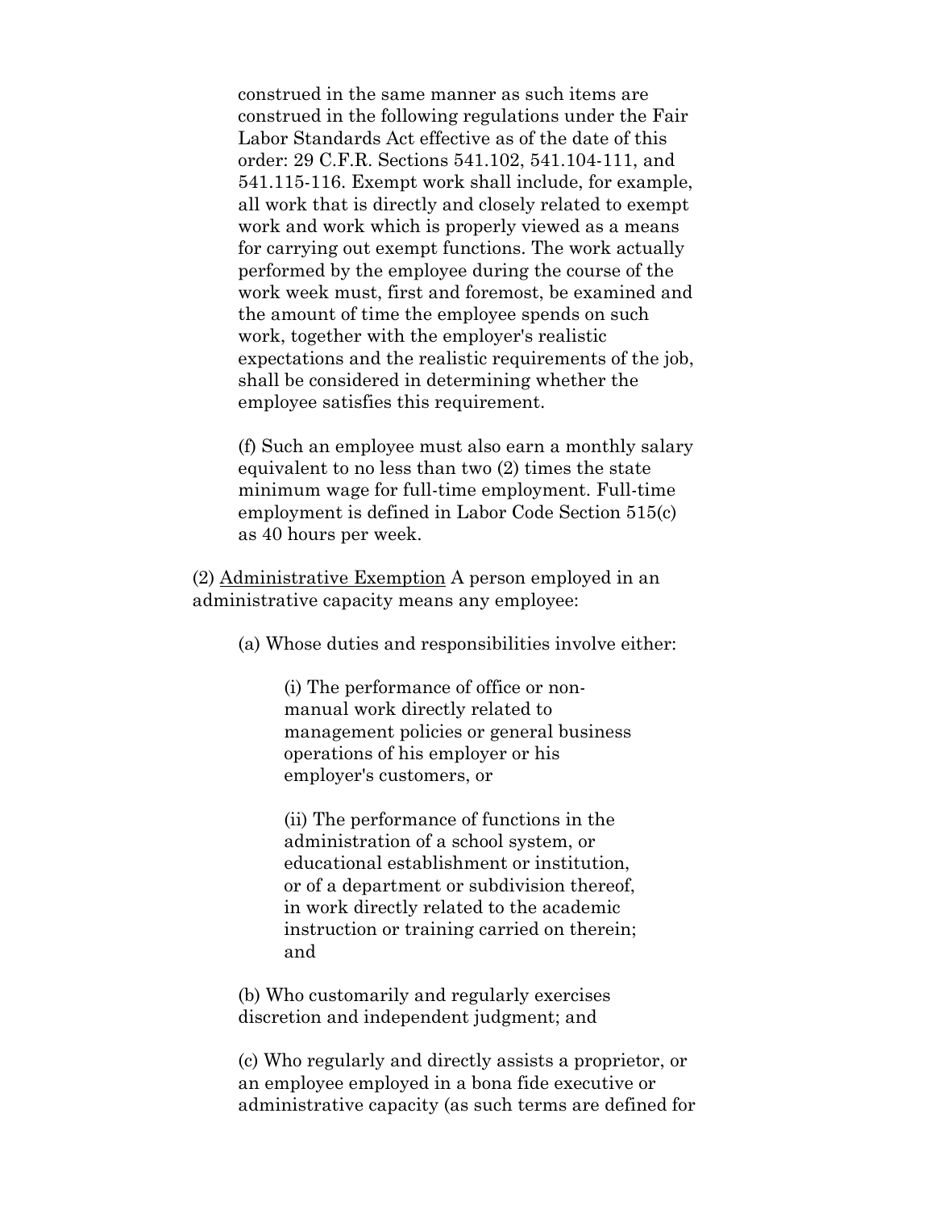construed in the same manner as such items are construed in the following regulations under the Fair Labor Standards Act effective as of the date of this order: 29 C.F.R. Sections 541.102, 541.104-111, and 541.115-116. Exempt work shall include, for example, all work that is directly and closely related to exempt work and work which is properly viewed as a means for carrying out exempt functions. The work actually performed by the employee during the course of the work week must, first and foremost, be examined and the amount of time the employee spends on such work, together with the employer's realistic expectations and the realistic requirements of the job, shall be considered in determining whether the employee satisfies this requirement.

(f) Such an employee must also earn a monthly salary equivalent to no less than two (2) times the state minimum wage for full-time employment. Full-time employment is defined in Labor Code Section 515(c) as 40 hours per week.

(2) Administrative Exemption A person employed in an administrative capacity means any employee:

(a) Whose duties and responsibilities involve either:

(i) The performance of office or non-manual work directly related to management policies or general business operations of his employer or his employer's customers, or

(ii) The performance of functions in the administration of a school system, or educational establishment or institution, or of a department or subdivision thereof, in work directly related to the academic instruction or training carried on therein; and

(b) Who customarily and regularly exercises discretion and independent judgment; and

(c) Who regularly and directly assists a proprietor, or an employee employed in a bona fide executive or administrative capacity (as such terms are defined for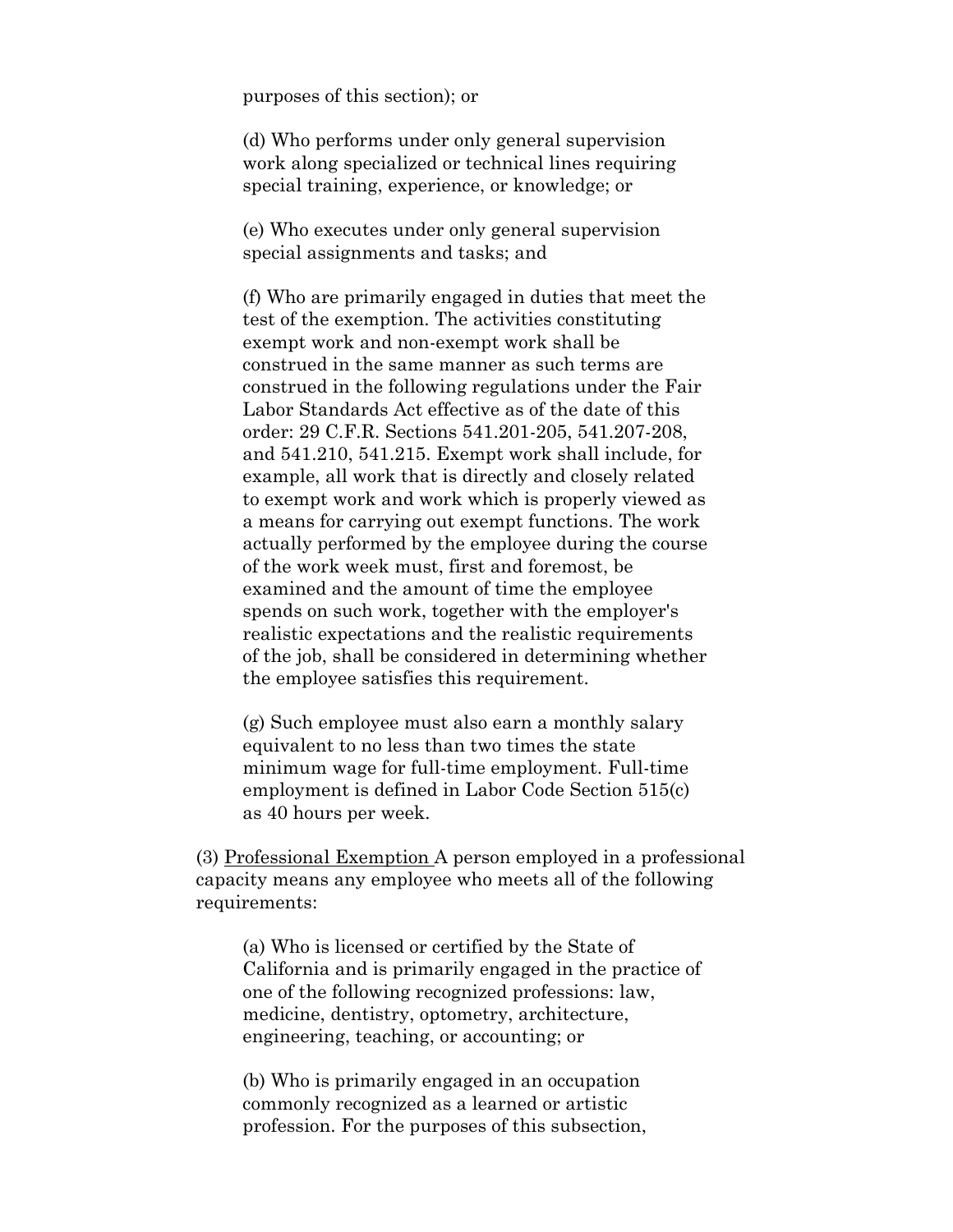purposes of this section); or

(d) Who performs under only general supervision work along specialized or technical lines requiring special training, experience, or knowledge; or

(e) Who executes under only general supervision special assignments and tasks; and

(f) Who are primarily engaged in duties that meet the test of the exemption. The activities constituting exempt work and non-exempt work shall be construed in the same manner as such terms are construed in the following regulations under the Fair Labor Standards Act effective as of the date of this order: 29 C.F.R. Sections 541.201-205, 541.207-208, and 541.210, 541.215. Exempt work shall include, for example, all work that is directly and closely related to exempt work and work which is properly viewed as a means for carrying out exempt functions. The work actually performed by the employee during the course of the work week must, first and foremost, be examined and the amount of time the employee spends on such work, together with the employer's realistic expectations and the realistic requirements of the job, shall be considered in determining whether the employee satisfies this requirement.

(g) Such employee must also earn a monthly salary equivalent to no less than two times the state minimum wage for full-time employment. Full-time employment is defined in Labor Code Section 515(c) as 40 hours per week.

(3) Professional Exemption A person employed in a professional capacity means any employee who meets all of the following requirements:

(a) Who is licensed or certified by the State of California and is primarily engaged in the practice of one of the following recognized professions: law, medicine, dentistry, optometry, architecture, engineering, teaching, or accounting; or

(b) Who is primarily engaged in an occupation commonly recognized as a learned or artistic profession. For the purposes of this subsection,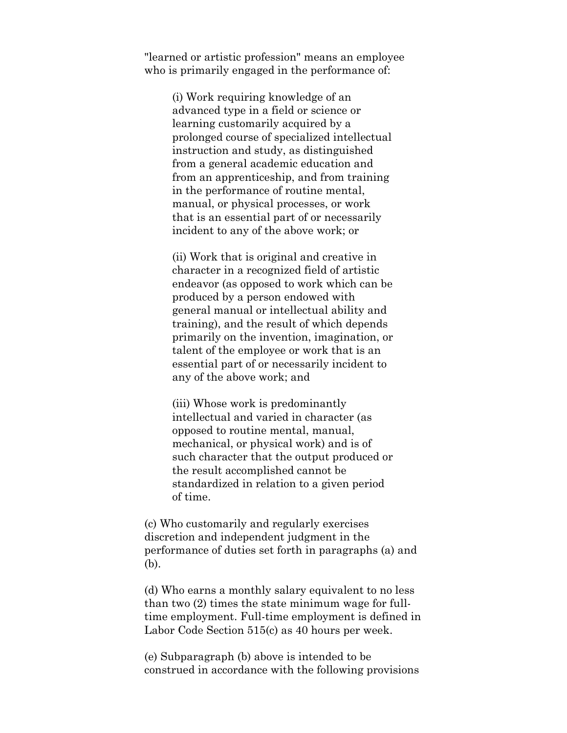"learned or artistic profession" means an employee who is primarily engaged in the performance of:

(i) Work requiring knowledge of an advanced type in a field or science or learning customarily acquired by a prolonged course of specialized intellectual instruction and study, as distinguished from a general academic education and from an apprenticeship, and from training in the performance of routine mental, manual, or physical processes, or work that is an essential part of or necessarily incident to any of the above work; or

(ii) Work that is original and creative in character in a recognized field of artistic endeavor (as opposed to work which can be produced by a person endowed with general manual or intellectual ability and training), and the result of which depends primarily on the invention, imagination, or talent of the employee or work that is an essential part of or necessarily incident to any of the above work; and

(iii) Whose work is predominantly intellectual and varied in character (as opposed to routine mental, manual, mechanical, or physical work) and is of such character that the output produced or the result accomplished cannot be standardized in relation to a given period of time.

(c) Who customarily and regularly exercises discretion and independent judgment in the performance of duties set forth in paragraphs (a) and (b).

(d) Who earns a monthly salary equivalent to no less than two (2) times the state minimum wage for full-time employment. Full-time employment is defined in Labor Code Section 515(c) as 40 hours per week.

(e) Subparagraph (b) above is intended to be construed in accordance with the following provisions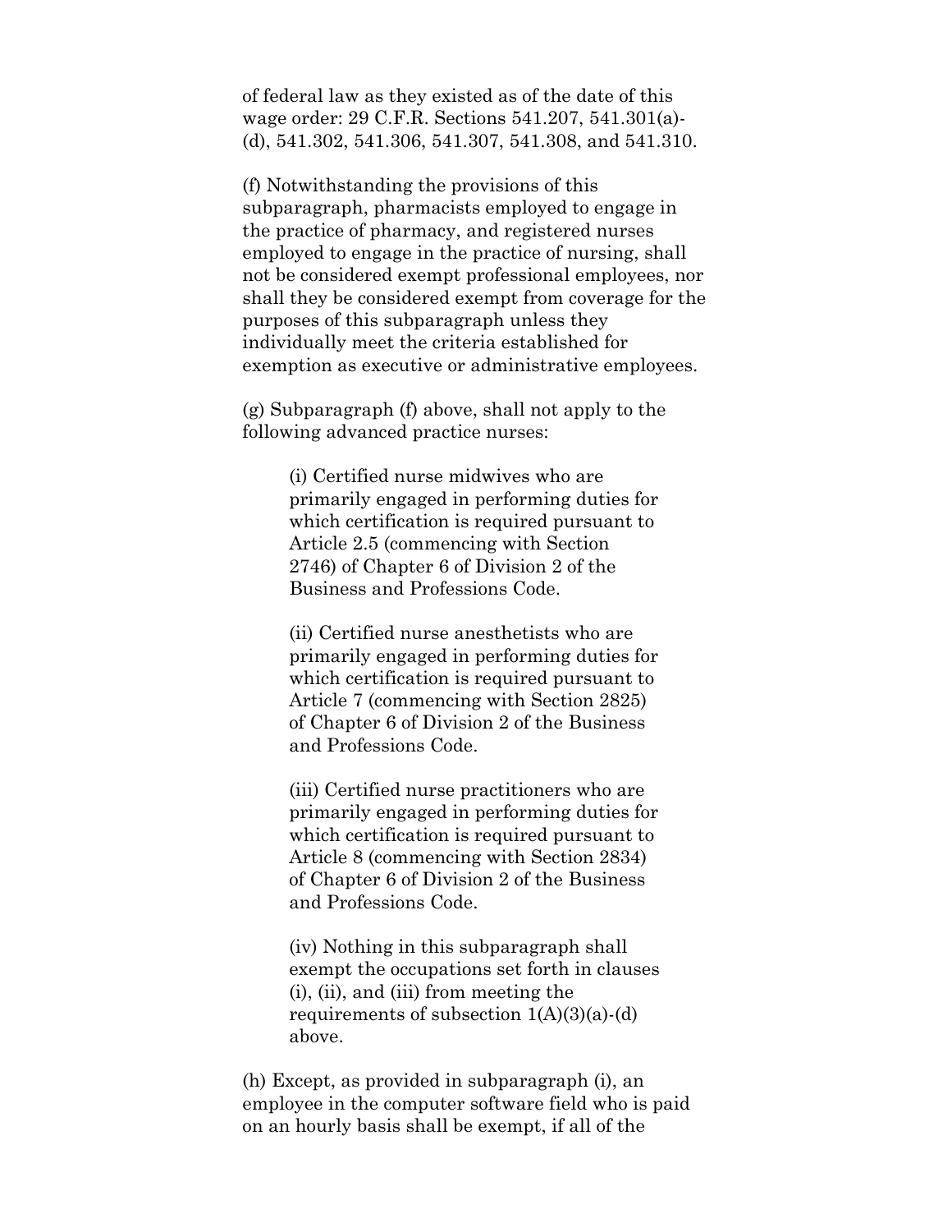of federal law as they existed as of the date of this wage order: 29 C.F.R. Sections 541.207, 541.301(a)-(d), 541.302, 541.306, 541.307, 541.308, and 541.310.

(f) Notwithstanding the provisions of this subparagraph, pharmacists employed to engage in the practice of pharmacy, and registered nurses employed to engage in the practice of nursing, shall not be considered exempt professional employees, nor shall they be considered exempt from coverage for the purposes of this subparagraph unless they individually meet the criteria established for exemption as executive or administrative employees.

(g) Subparagraph (f) above, shall not apply to the following advanced practice nurses:

> (i) Certified nurse midwives who are primarily engaged in performing duties for which certification is required pursuant to Article 2.5 (commencing with Section 2746) of Chapter 6 of Division 2 of the Business and Professions Code.
>
> (ii) Certified nurse anesthetists who are primarily engaged in performing duties for which certification is required pursuant to Article 7 (commencing with Section 2825) of Chapter 6 of Division 2 of the Business and Professions Code.
>
> (iii) Certified nurse practitioners who are primarily engaged in performing duties for which certification is required pursuant to Article 8 (commencing with Section 2834) of Chapter 6 of Division 2 of the Business and Professions Code.
>
> (iv) Nothing in this subparagraph shall exempt the occupations set forth in clauses (i), (ii), and (iii) from meeting the requirements of subsection 1(A)(3)(a)-(d) above.

(h) Except, as provided in subparagraph (i), an employee in the computer software field who is paid on an hourly basis shall be exempt, if all of the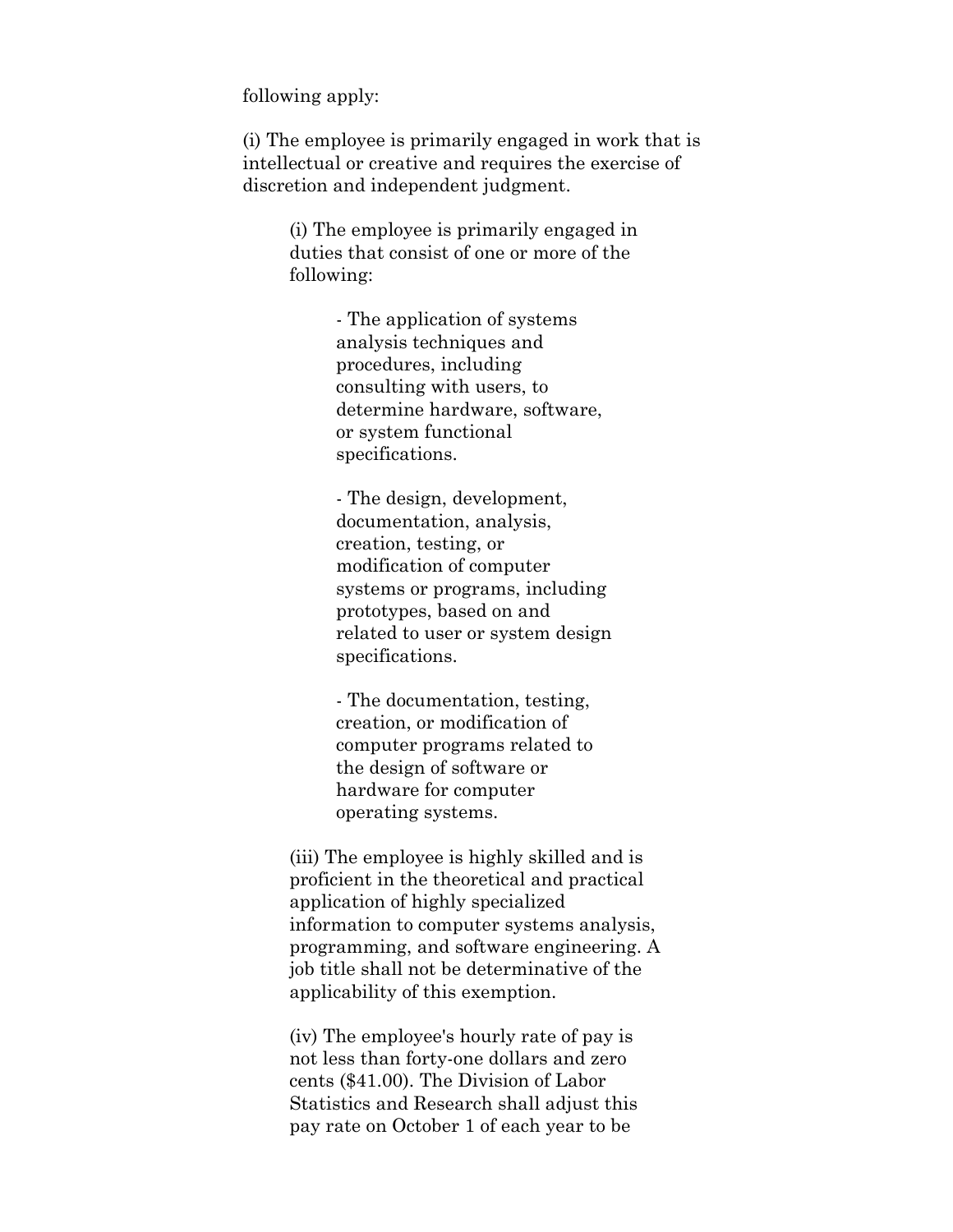following apply:

(i) The employee is primarily engaged in work that is intellectual or creative and requires the exercise of discretion and independent judgment.

> (i) The employee is primarily engaged in duties that consist of one or more of the following:
>
> > - The application of systems analysis techniques and procedures, including consulting with users, to determine hardware, software, or system functional specifications.
> >
> > - The design, development, documentation, analysis, creation, testing, or modification of computer systems or programs, including prototypes, based on and related to user or system design specifications.
> >
> > - The documentation, testing, creation, or modification of computer programs related to the design of software or hardware for computer operating systems.
>
> (iii) The employee is highly skilled and is proficient in the theoretical and practical application of highly specialized information to computer systems analysis, programming, and software engineering. A job title shall not be determinative of the applicability of this exemption.
>
> (iv) The employee's hourly rate of pay is not less than forty-one dollars and zero cents ($41.00). The Division of Labor Statistics and Research shall adjust this pay rate on October 1 of each year to be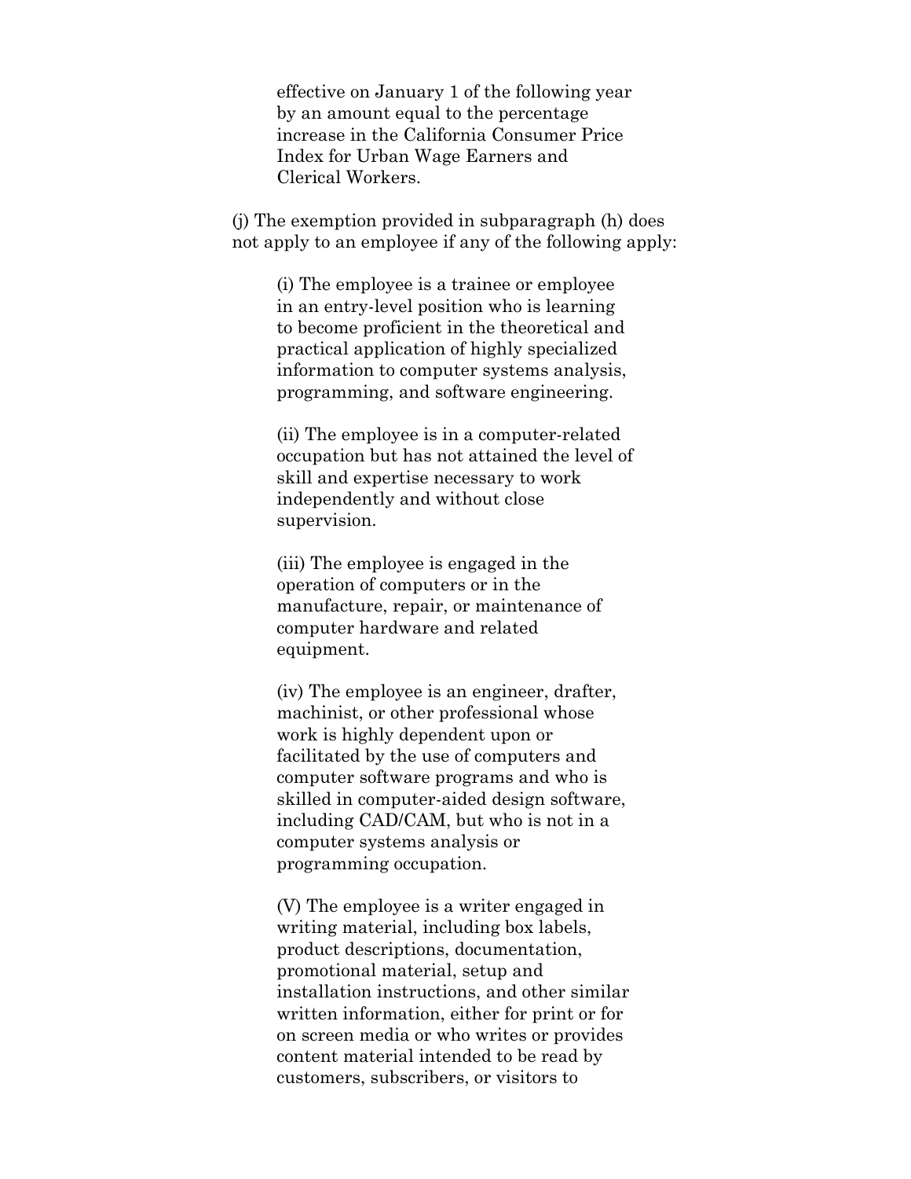effective on January 1 of the following year by an amount equal to the percentage increase in the California Consumer Price Index for Urban Wage Earners and Clerical Workers.

(j) The exemption provided in subparagraph (h) does not apply to an employee if any of the following apply:

(i) The employee is a trainee or employee in an entry-level position who is learning to become proficient in the theoretical and practical application of highly specialized information to computer systems analysis, programming, and software engineering.

(ii) The employee is in a computer-related occupation but has not attained the level of skill and expertise necessary to work independently and without close supervision.

(iii) The employee is engaged in the operation of computers or in the manufacture, repair, or maintenance of computer hardware and related equipment.

(iv) The employee is an engineer, drafter, machinist, or other professional whose work is highly dependent upon or facilitated by the use of computers and computer software programs and who is skilled in computer-aided design software, including CAD/CAM, but who is not in a computer systems analysis or programming occupation.

(V) The employee is a writer engaged in writing material, including box labels, product descriptions, documentation, promotional material, setup and installation instructions, and other similar written information, either for print or for on screen media or who writes or provides content material intended to be read by customers, subscribers, or visitors to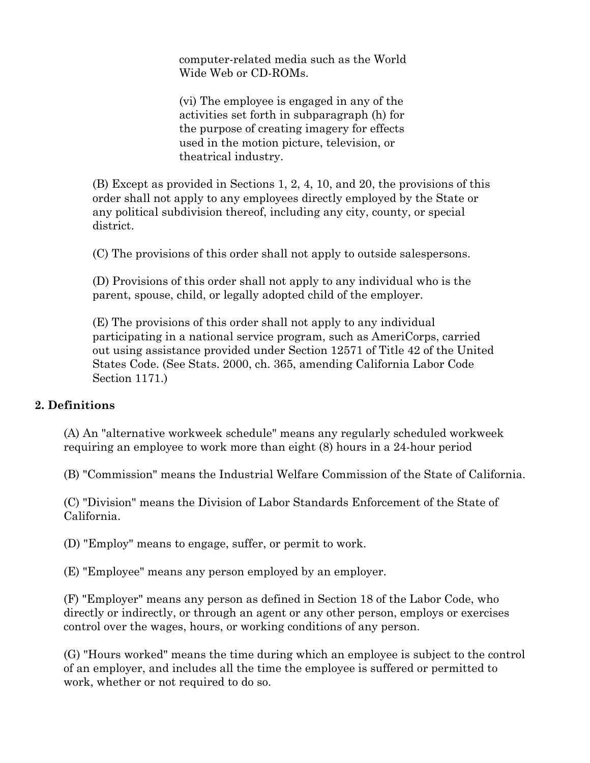computer-related media such as the World Wide Web or CD-ROMs.

(vi) The employee is engaged in any of the activities set forth in subparagraph (h) for the purpose of creating imagery for effects used in the motion picture, television, or theatrical industry.

(B) Except as provided in Sections 1, 2, 4, 10, and 20, the provisions of this order shall not apply to any employees directly employed by the State or any political subdivision thereof, including any city, county, or special district.

(C) The provisions of this order shall not apply to outside salespersons.

(D) Provisions of this order shall not apply to any individual who is the parent, spouse, child, or legally adopted child of the employer.

(E) The provisions of this order shall not apply to any individual participating in a national service program, such as AmeriCorps, carried out using assistance provided under Section 12571 of Title 42 of the United States Code. (See Stats. 2000, ch. 365, amending California Labor Code Section 1171.)

### 2. Definitions

(A) An "alternative workweek schedule" means any regularly scheduled workweek requiring an employee to work more than eight (8) hours in a 24-hour period

(B) "Commission" means the Industrial Welfare Commission of the State of California.

(C) "Division" means the Division of Labor Standards Enforcement of the State of California.

(D) "Employ" means to engage, suffer, or permit to work.

(E) "Employee" means any person employed by an employer.

(F) "Employer" means any person as defined in Section 18 of the Labor Code, who directly or indirectly, or through an agent or any other person, employs or exercises control over the wages, hours, or working conditions of any person.

(G) "Hours worked" means the time during which an employee is subject to the control of an employer, and includes all the time the employee is suffered or permitted to work, whether or not required to do so.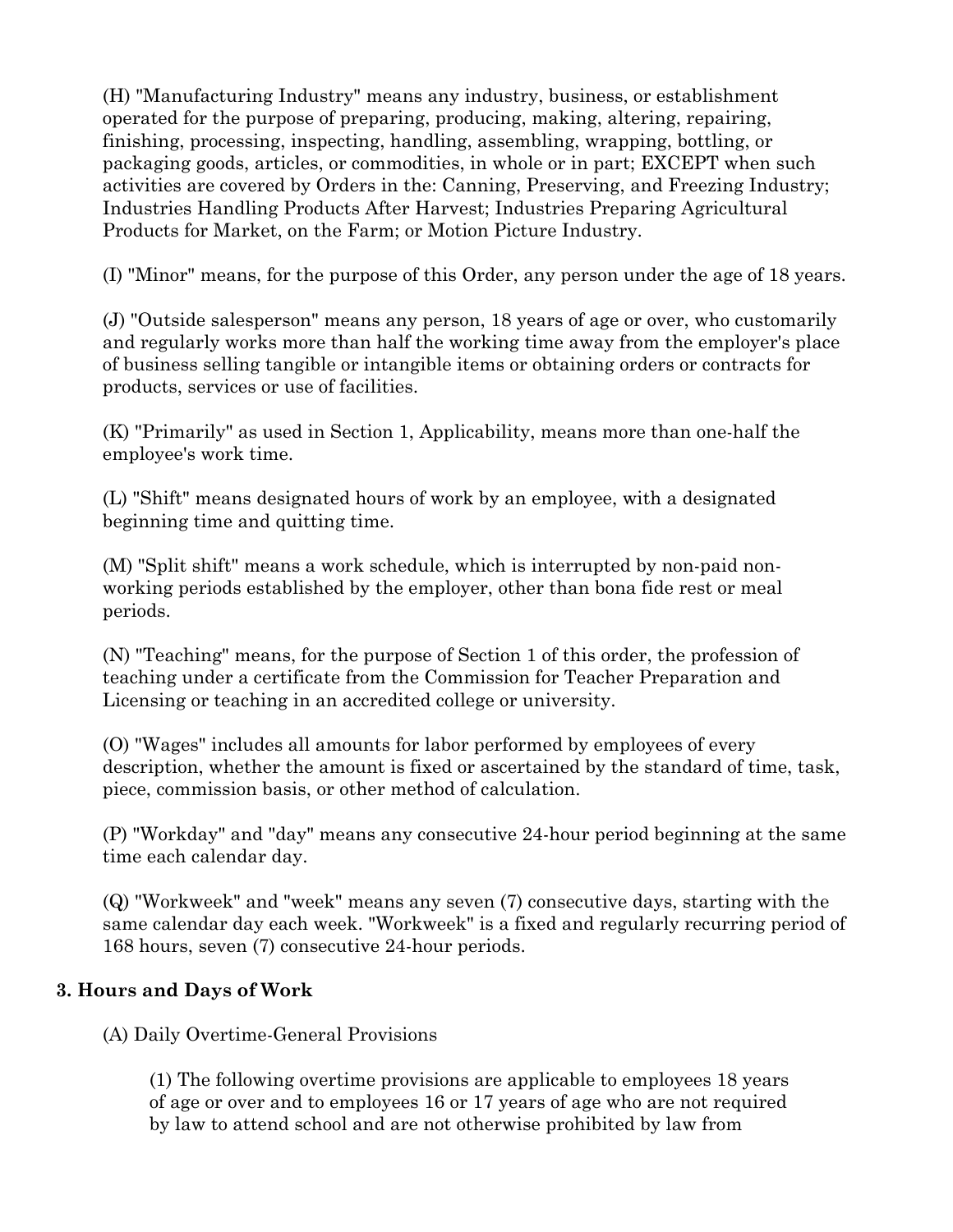(H) "Manufacturing Industry" means any industry, business, or establishment operated for the purpose of preparing, producing, making, altering, repairing, finishing, processing, inspecting, handling, assembling, wrapping, bottling, or packaging goods, articles, or commodities, in whole or in part; EXCEPT when such activities are covered by Orders in the: Canning, Preserving, and Freezing Industry; Industries Handling Products After Harvest; Industries Preparing Agricultural Products for Market, on the Farm; or Motion Picture Industry.

(I) "Minor" means, for the purpose of this Order, any person under the age of 18 years.

(J) "Outside salesperson" means any person, 18 years of age or over, who customarily and regularly works more than half the working time away from the employer's place of business selling tangible or intangible items or obtaining orders or contracts for products, services or use of facilities.

(K) "Primarily" as used in Section 1, Applicability, means more than one-half the employee's work time.

(L) "Shift" means designated hours of work by an employee, with a designated beginning time and quitting time.

(M) "Split shift" means a work schedule, which is interrupted by non-paid non-working periods established by the employer, other than bona fide rest or meal periods.

(N) "Teaching" means, for the purpose of Section 1 of this order, the profession of teaching under a certificate from the Commission for Teacher Preparation and Licensing or teaching in an accredited college or university.

(O) "Wages" includes all amounts for labor performed by employees of every description, whether the amount is fixed or ascertained by the standard of time, task, piece, commission basis, or other method of calculation.

(P) "Workday" and "day" means any consecutive 24-hour period beginning at the same time each calendar day.

(Q) "Workweek" and "week" means any seven (7) consecutive days, starting with the same calendar day each week. "Workweek" is a fixed and regularly recurring period of 168 hours, seven (7) consecutive 24-hour periods.

**3. Hours and Days of Work**

(A) Daily Overtime-General Provisions

(1) The following overtime provisions are applicable to employees 18 years of age or over and to employees 16 or 17 years of age who are not required by law to attend school and are not otherwise prohibited by law from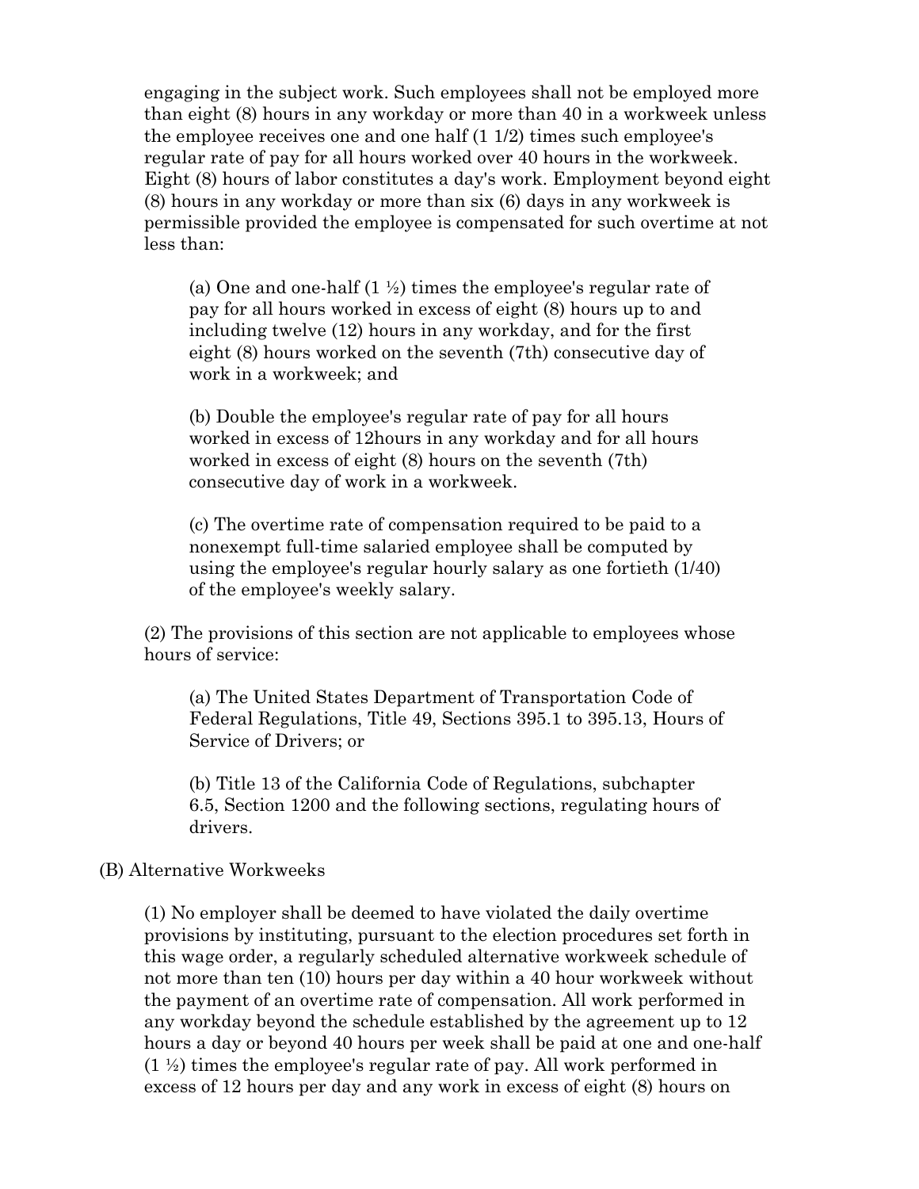engaging in the subject work. Such employees shall not be employed more than eight (8) hours in any workday or more than 40 in a workweek unless the employee receives one and one half (1 1/2) times such employee's regular rate of pay for all hours worked over 40 hours in the workweek. Eight (8) hours of labor constitutes a day's work. Employment beyond eight (8) hours in any workday or more than six (6) days in any workweek is permissible provided the employee is compensated for such overtime at not less than:

> (a) One and one-half (1 ½) times the employee's regular rate of pay for all hours worked in excess of eight (8) hours up to and including twelve (12) hours in any workday, and for the first eight (8) hours worked on the seventh (7th) consecutive day of work in a workweek; and
>
> (b) Double the employee's regular rate of pay for all hours worked in excess of 12hours in any workday and for all hours worked in excess of eight (8) hours on the seventh (7th) consecutive day of work in a workweek.
>
> (c) The overtime rate of compensation required to be paid to a nonexempt full-time salaried employee shall be computed by using the employee's regular hourly salary as one fortieth (1/40) of the employee's weekly salary.

(2) The provisions of this section are not applicable to employees whose hours of service:

> (a) The United States Department of Transportation Code of Federal Regulations, Title 49, Sections 395.1 to 395.13, Hours of Service of Drivers; or
>
> (b) Title 13 of the California Code of Regulations, subchapter 6.5, Section 1200 and the following sections, regulating hours of drivers.

(B) Alternative Workweeks

(1) No employer shall be deemed to have violated the daily overtime provisions by instituting, pursuant to the election procedures set forth in this wage order, a regularly scheduled alternative workweek schedule of not more than ten (10) hours per day within a 40 hour workweek without the payment of an overtime rate of compensation. All work performed in any workday beyond the schedule established by the agreement up to 12 hours a day or beyond 40 hours per week shall be paid at one and one-half (1 ½) times the employee's regular rate of pay. All work performed in excess of 12 hours per day and any work in excess of eight (8) hours on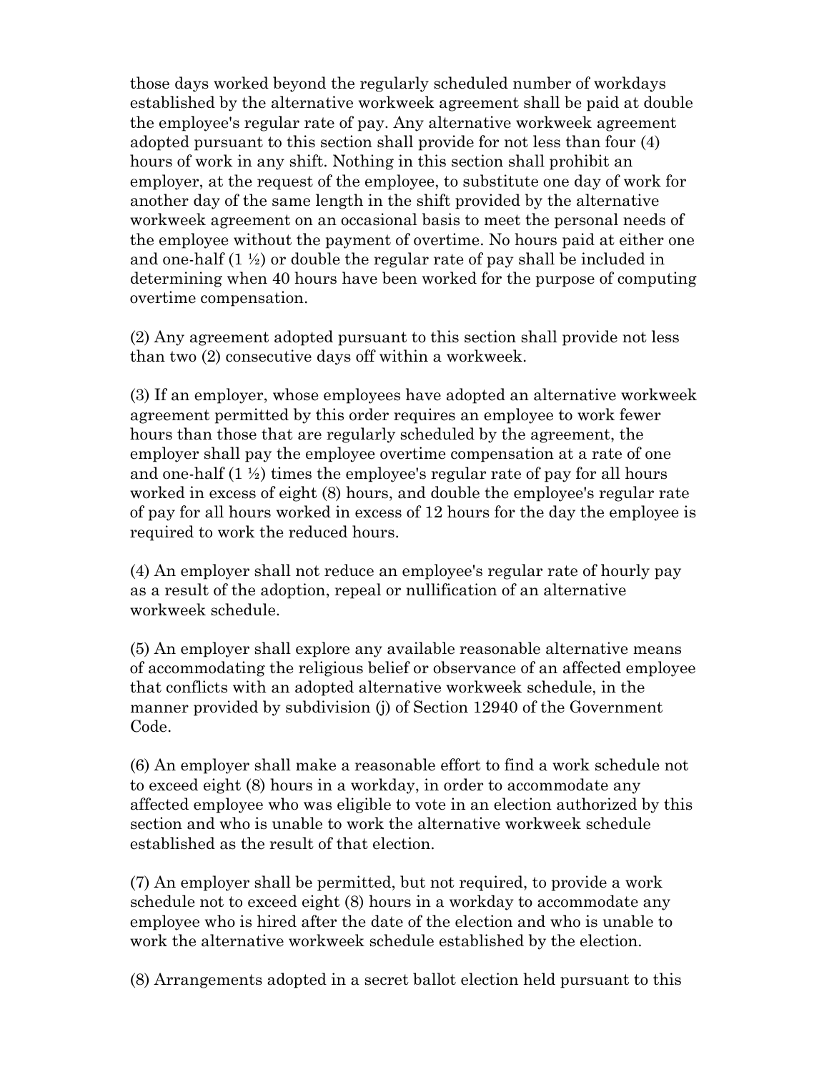those days worked beyond the regularly scheduled number of workdays established by the alternative workweek agreement shall be paid at double the employee's regular rate of pay. Any alternative workweek agreement adopted pursuant to this section shall provide for not less than four (4) hours of work in any shift. Nothing in this section shall prohibit an employer, at the request of the employee, to substitute one day of work for another day of the same length in the shift provided by the alternative workweek agreement on an occasional basis to meet the personal needs of the employee without the payment of overtime. No hours paid at either one and one-half (1 ½) or double the regular rate of pay shall be included in determining when 40 hours have been worked for the purpose of computing overtime compensation.

(2) Any agreement adopted pursuant to this section shall provide not less than two (2) consecutive days off within a workweek.

(3) If an employer, whose employees have adopted an alternative workweek agreement permitted by this order requires an employee to work fewer hours than those that are regularly scheduled by the agreement, the employer shall pay the employee overtime compensation at a rate of one and one-half (1 ½) times the employee's regular rate of pay for all hours worked in excess of eight (8) hours, and double the employee's regular rate of pay for all hours worked in excess of 12 hours for the day the employee is required to work the reduced hours.

(4) An employer shall not reduce an employee's regular rate of hourly pay as a result of the adoption, repeal or nullification of an alternative workweek schedule.

(5) An employer shall explore any available reasonable alternative means of accommodating the religious belief or observance of an affected employee that conflicts with an adopted alternative workweek schedule, in the manner provided by subdivision (j) of Section 12940 of the Government Code.

(6) An employer shall make a reasonable effort to find a work schedule not to exceed eight (8) hours in a workday, in order to accommodate any affected employee who was eligible to vote in an election authorized by this section and who is unable to work the alternative workweek schedule established as the result of that election.

(7) An employer shall be permitted, but not required, to provide a work schedule not to exceed eight (8) hours in a workday to accommodate any employee who is hired after the date of the election and who is unable to work the alternative workweek schedule established by the election.

(8) Arrangements adopted in a secret ballot election held pursuant to this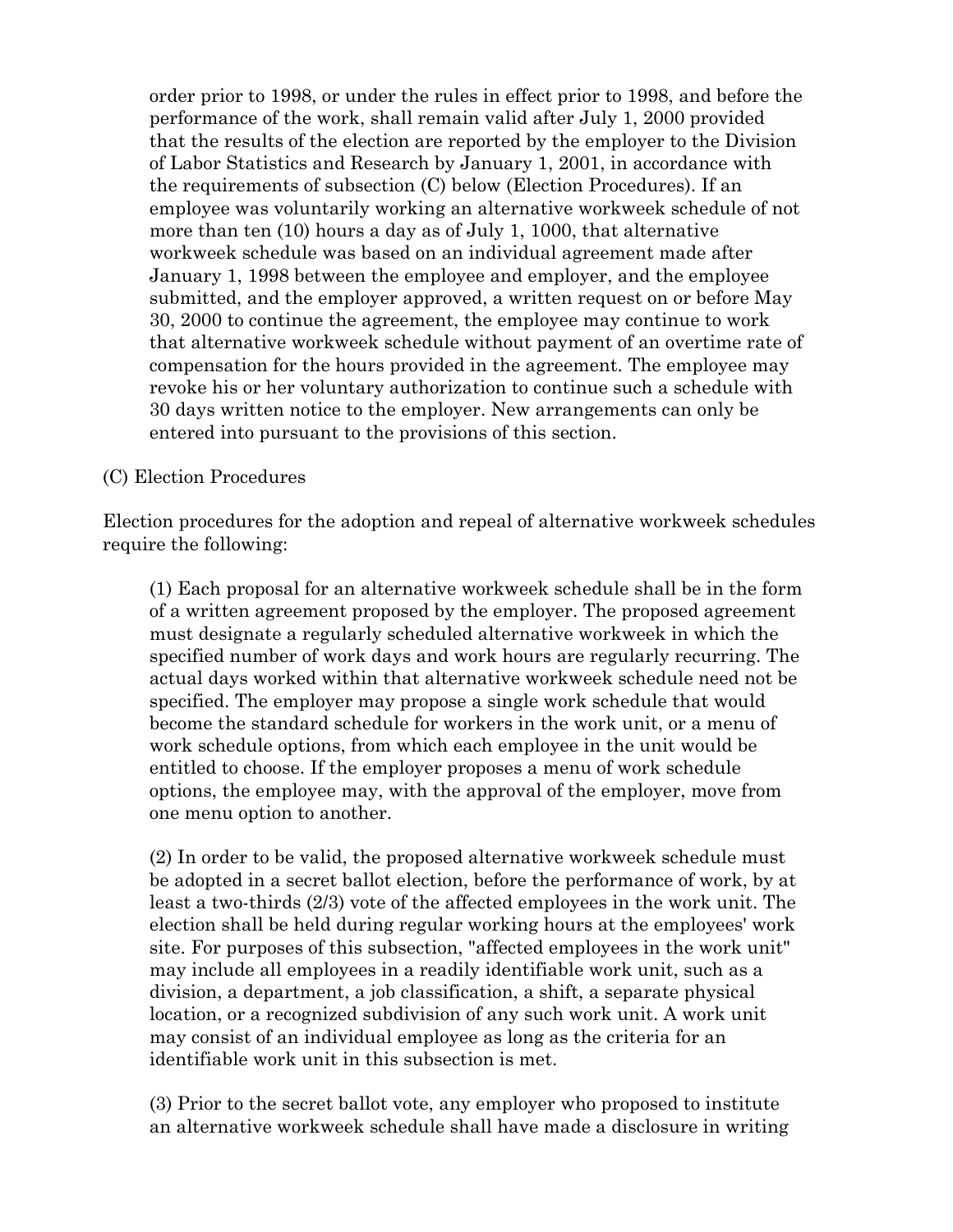order prior to 1998, or under the rules in effect prior to 1998, and before the performance of the work, shall remain valid after July 1, 2000 provided that the results of the election are reported by the employer to the Division of Labor Statistics and Research by January 1, 2001, in accordance with the requirements of subsection (C) below (Election Procedures). If an employee was voluntarily working an alternative workweek schedule of not more than ten (10) hours a day as of July 1, 1000, that alternative workweek schedule was based on an individual agreement made after January 1, 1998 between the employee and employer, and the employee submitted, and the employer approved, a written request on or before May 30, 2000 to continue the agreement, the employee may continue to work that alternative workweek schedule without payment of an overtime rate of compensation for the hours provided in the agreement. The employee may revoke his or her voluntary authorization to continue such a schedule with 30 days written notice to the employer. New arrangements can only be entered into pursuant to the provisions of this section.

(C) Election Procedures

Election procedures for the adoption and repeal of alternative workweek schedules require the following:

(1) Each proposal for an alternative workweek schedule shall be in the form of a written agreement proposed by the employer. The proposed agreement must designate a regularly scheduled alternative workweek in which the specified number of work days and work hours are regularly recurring. The actual days worked within that alternative workweek schedule need not be specified. The employer may propose a single work schedule that would become the standard schedule for workers in the work unit, or a menu of work schedule options, from which each employee in the unit would be entitled to choose. If the employer proposes a menu of work schedule options, the employee may, with the approval of the employer, move from one menu option to another.

(2) In order to be valid, the proposed alternative workweek schedule must be adopted in a secret ballot election, before the performance of work, by at least a two-thirds (2/3) vote of the affected employees in the work unit. The election shall be held during regular working hours at the employees' work site. For purposes of this subsection, "affected employees in the work unit" may include all employees in a readily identifiable work unit, such as a division, a department, a job classification, a shift, a separate physical location, or a recognized subdivision of any such work unit. A work unit may consist of an individual employee as long as the criteria for an identifiable work unit in this subsection is met.

(3) Prior to the secret ballot vote, any employer who proposed to institute an alternative workweek schedule shall have made a disclosure in writing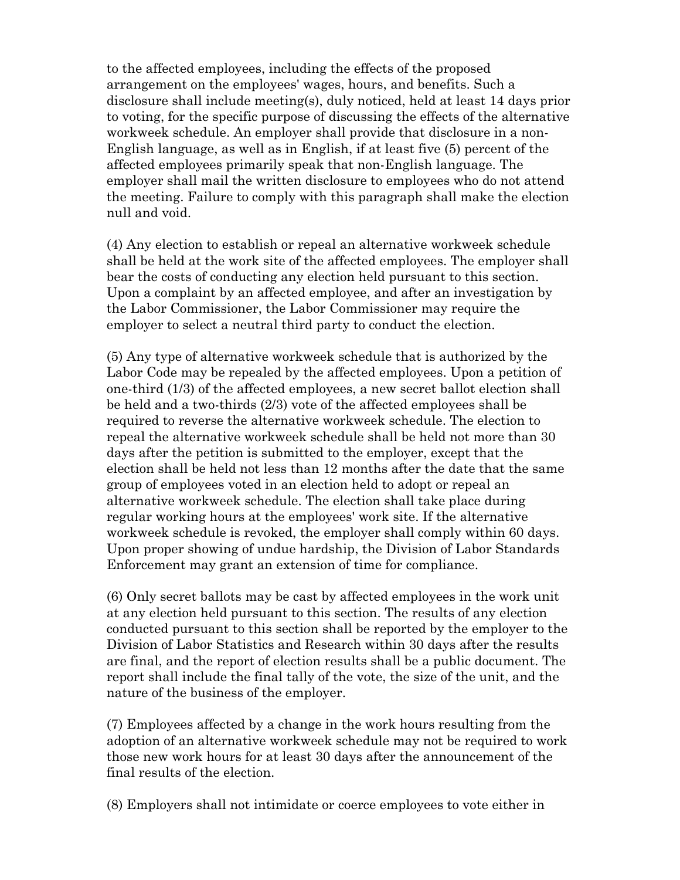to the affected employees, including the effects of the proposed arrangement on the employees' wages, hours, and benefits. Such a disclosure shall include meeting(s), duly noticed, held at least 14 days prior to voting, for the specific purpose of discussing the effects of the alternative workweek schedule. An employer shall provide that disclosure in a non-English language, as well as in English, if at least five (5) percent of the affected employees primarily speak that non-English language. The employer shall mail the written disclosure to employees who do not attend the meeting. Failure to comply with this paragraph shall make the election null and void.

(4) Any election to establish or repeal an alternative workweek schedule shall be held at the work site of the affected employees. The employer shall bear the costs of conducting any election held pursuant to this section. Upon a complaint by an affected employee, and after an investigation by the Labor Commissioner, the Labor Commissioner may require the employer to select a neutral third party to conduct the election.

(5) Any type of alternative workweek schedule that is authorized by the Labor Code may be repealed by the affected employees. Upon a petition of one-third (1/3) of the affected employees, a new secret ballot election shall be held and a two-thirds (2/3) vote of the affected employees shall be required to reverse the alternative workweek schedule. The election to repeal the alternative workweek schedule shall be held not more than 30 days after the petition is submitted to the employer, except that the election shall be held not less than 12 months after the date that the same group of employees voted in an election held to adopt or repeal an alternative workweek schedule. The election shall take place during regular working hours at the employees' work site. If the alternative workweek schedule is revoked, the employer shall comply within 60 days. Upon proper showing of undue hardship, the Division of Labor Standards Enforcement may grant an extension of time for compliance.

(6) Only secret ballots may be cast by affected employees in the work unit at any election held pursuant to this section. The results of any election conducted pursuant to this section shall be reported by the employer to the Division of Labor Statistics and Research within 30 days after the results are final, and the report of election results shall be a public document. The report shall include the final tally of the vote, the size of the unit, and the nature of the business of the employer.

(7) Employees affected by a change in the work hours resulting from the adoption of an alternative workweek schedule may not be required to work those new work hours for at least 30 days after the announcement of the final results of the election.

(8) Employers shall not intimidate or coerce employees to vote either in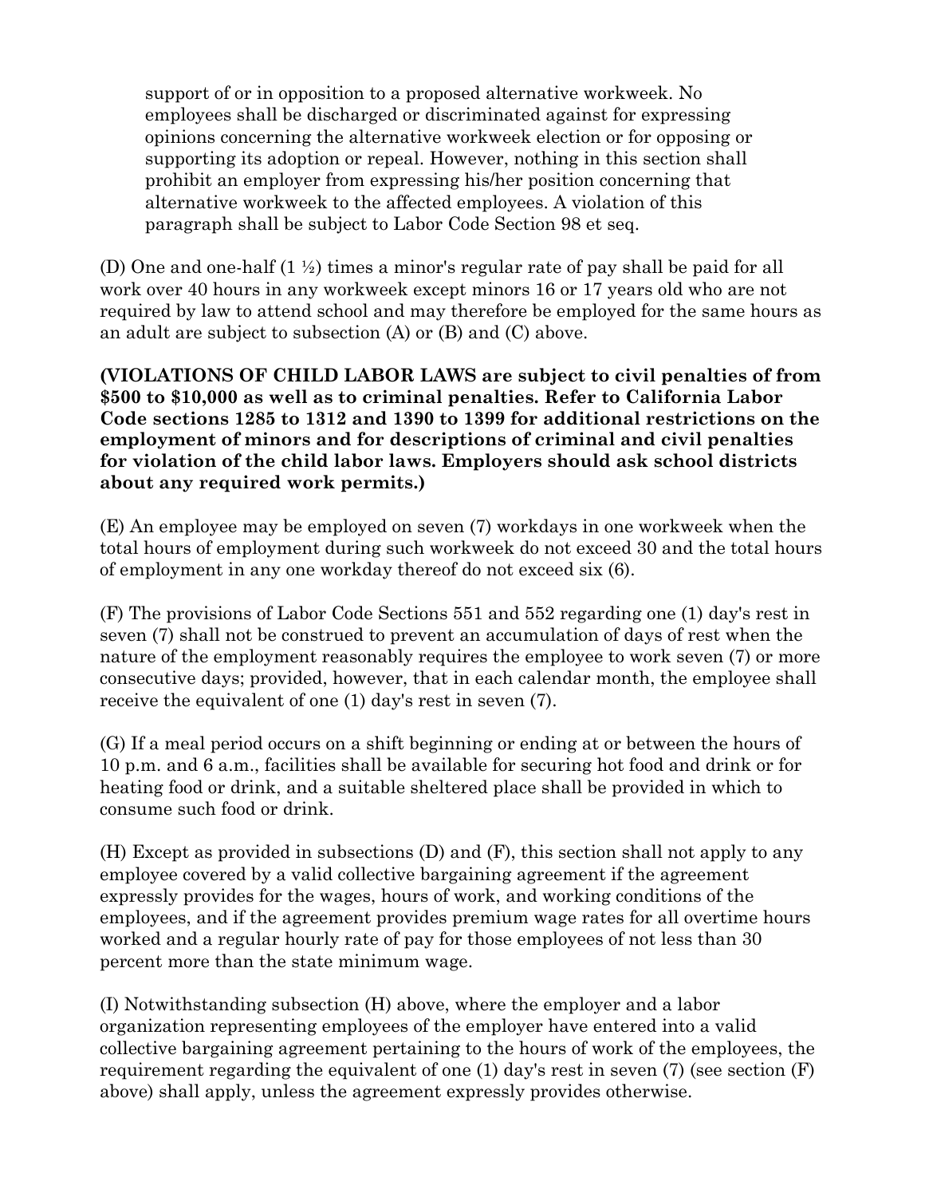support of or in opposition to a proposed alternative workweek. No employees shall be discharged or discriminated against for expressing opinions concerning the alternative workweek election or for opposing or supporting its adoption or repeal. However, nothing in this section shall prohibit an employer from expressing his/her position concerning that alternative workweek to the affected employees. A violation of this paragraph shall be subject to Labor Code Section 98 et seq.

(D) One and one-half (1 ½) times a minor's regular rate of pay shall be paid for all work over 40 hours in any workweek except minors 16 or 17 years old who are not required by law to attend school and may therefore be employed for the same hours as an adult are subject to subsection (A) or (B) and (C) above.

**(VIOLATIONS OF CHILD LABOR LAWS are subject to civil penalties of from $500 to $10,000 as well as to criminal penalties. Refer to California Labor Code sections 1285 to 1312 and 1390 to 1399 for additional restrictions on the employment of minors and for descriptions of criminal and civil penalties for violation of the child labor laws. Employers should ask school districts about any required work permits.)**

(E) An employee may be employed on seven (7) workdays in one workweek when the total hours of employment during such workweek do not exceed 30 and the total hours of employment in any one workday thereof do not exceed six (6).

(F) The provisions of Labor Code Sections 551 and 552 regarding one (1) day's rest in seven (7) shall not be construed to prevent an accumulation of days of rest when the nature of the employment reasonably requires the employee to work seven (7) or more consecutive days; provided, however, that in each calendar month, the employee shall receive the equivalent of one (1) day's rest in seven (7).

(G) If a meal period occurs on a shift beginning or ending at or between the hours of 10 p.m. and 6 a.m., facilities shall be available for securing hot food and drink or for heating food or drink, and a suitable sheltered place shall be provided in which to consume such food or drink.

(H) Except as provided in subsections (D) and (F), this section shall not apply to any employee covered by a valid collective bargaining agreement if the agreement expressly provides for the wages, hours of work, and working conditions of the employees, and if the agreement provides premium wage rates for all overtime hours worked and a regular hourly rate of pay for those employees of not less than 30 percent more than the state minimum wage.

(I) Notwithstanding subsection (H) above, where the employer and a labor organization representing employees of the employer have entered into a valid collective bargaining agreement pertaining to the hours of work of the employees, the requirement regarding the equivalent of one (1) day's rest in seven (7) (see section (F) above) shall apply, unless the agreement expressly provides otherwise.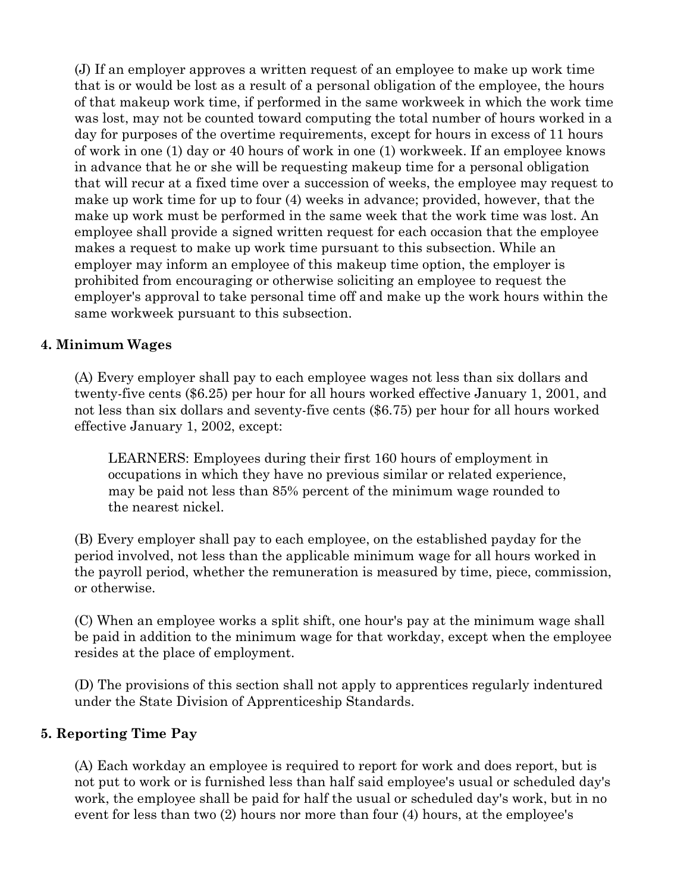(J) If an employer approves a written request of an employee to make up work time that is or would be lost as a result of a personal obligation of the employee, the hours of that makeup work time, if performed in the same workweek in which the work time was lost, may not be counted toward computing the total number of hours worked in a day for purposes of the overtime requirements, except for hours in excess of 11 hours of work in one (1) day or 40 hours of work in one (1) workweek. If an employee knows in advance that he or she will be requesting makeup time for a personal obligation that will recur at a fixed time over a succession of weeks, the employee may request to make up work time for up to four (4) weeks in advance; provided, however, that the make up work must be performed in the same week that the work time was lost. An employee shall provide a signed written request for each occasion that the employee makes a request to make up work time pursuant to this subsection. While an employer may inform an employee of this makeup time option, the employer is prohibited from encouraging or otherwise soliciting an employee to request the employer's approval to take personal time off and make up the work hours within the same workweek pursuant to this subsection.

### 4. Minimum Wages

(A) Every employer shall pay to each employee wages not less than six dollars and twenty-five cents ($6.25) per hour for all hours worked effective January 1, 2001, and not less than six dollars and seventy-five cents ($6.75) per hour for all hours worked effective January 1, 2002, except:

> LEARNERS: Employees during their first 160 hours of employment in occupations in which they have no previous similar or related experience, may be paid not less than 85% percent of the minimum wage rounded to the nearest nickel.

(B) Every employer shall pay to each employee, on the established payday for the period involved, not less than the applicable minimum wage for all hours worked in the payroll period, whether the remuneration is measured by time, piece, commission, or otherwise.

(C) When an employee works a split shift, one hour's pay at the minimum wage shall be paid in addition to the minimum wage for that workday, except when the employee resides at the place of employment.

(D) The provisions of this section shall not apply to apprentices regularly indentured under the State Division of Apprenticeship Standards.

### 5. Reporting Time Pay

(A) Each workday an employee is required to report for work and does report, but is not put to work or is furnished less than half said employee's usual or scheduled day's work, the employee shall be paid for half the usual or scheduled day's work, but in no event for less than two (2) hours nor more than four (4) hours, at the employee's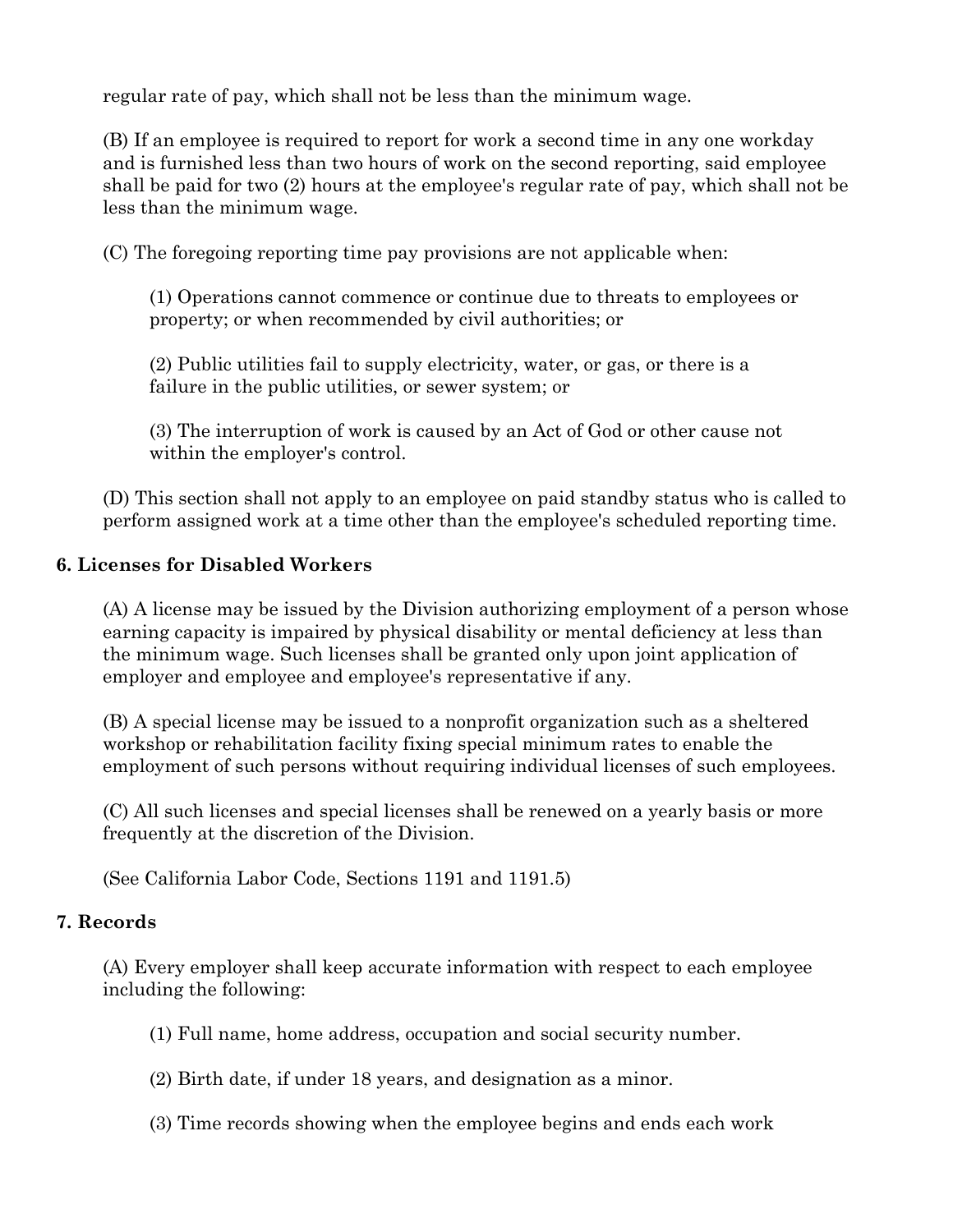regular rate of pay, which shall not be less than the minimum wage.

(B) If an employee is required to report for work a second time in any one workday and is furnished less than two hours of work on the second reporting, said employee shall be paid for two (2) hours at the employee's regular rate of pay, which shall not be less than the minimum wage.

(C) The foregoing reporting time pay provisions are not applicable when:

(1) Operations cannot commence or continue due to threats to employees or property; or when recommended by civil authorities; or

(2) Public utilities fail to supply electricity, water, or gas, or there is a failure in the public utilities, or sewer system; or

(3) The interruption of work is caused by an Act of God or other cause not within the employer's control.

(D) This section shall not apply to an employee on paid standby status who is called to perform assigned work at a time other than the employee's scheduled reporting time.

### 6. Licenses for Disabled Workers

(A) A license may be issued by the Division authorizing employment of a person whose earning capacity is impaired by physical disability or mental deficiency at less than the minimum wage. Such licenses shall be granted only upon joint application of employer and employee and employee's representative if any.

(B) A special license may be issued to a nonprofit organization such as a sheltered workshop or rehabilitation facility fixing special minimum rates to enable the employment of such persons without requiring individual licenses of such employees.

(C) All such licenses and special licenses shall be renewed on a yearly basis or more frequently at the discretion of the Division.

(See California Labor Code, Sections 1191 and 1191.5)

### 7. Records

(A) Every employer shall keep accurate information with respect to each employee including the following:

(1) Full name, home address, occupation and social security number.

(2) Birth date, if under 18 years, and designation as a minor.

(3) Time records showing when the employee begins and ends each work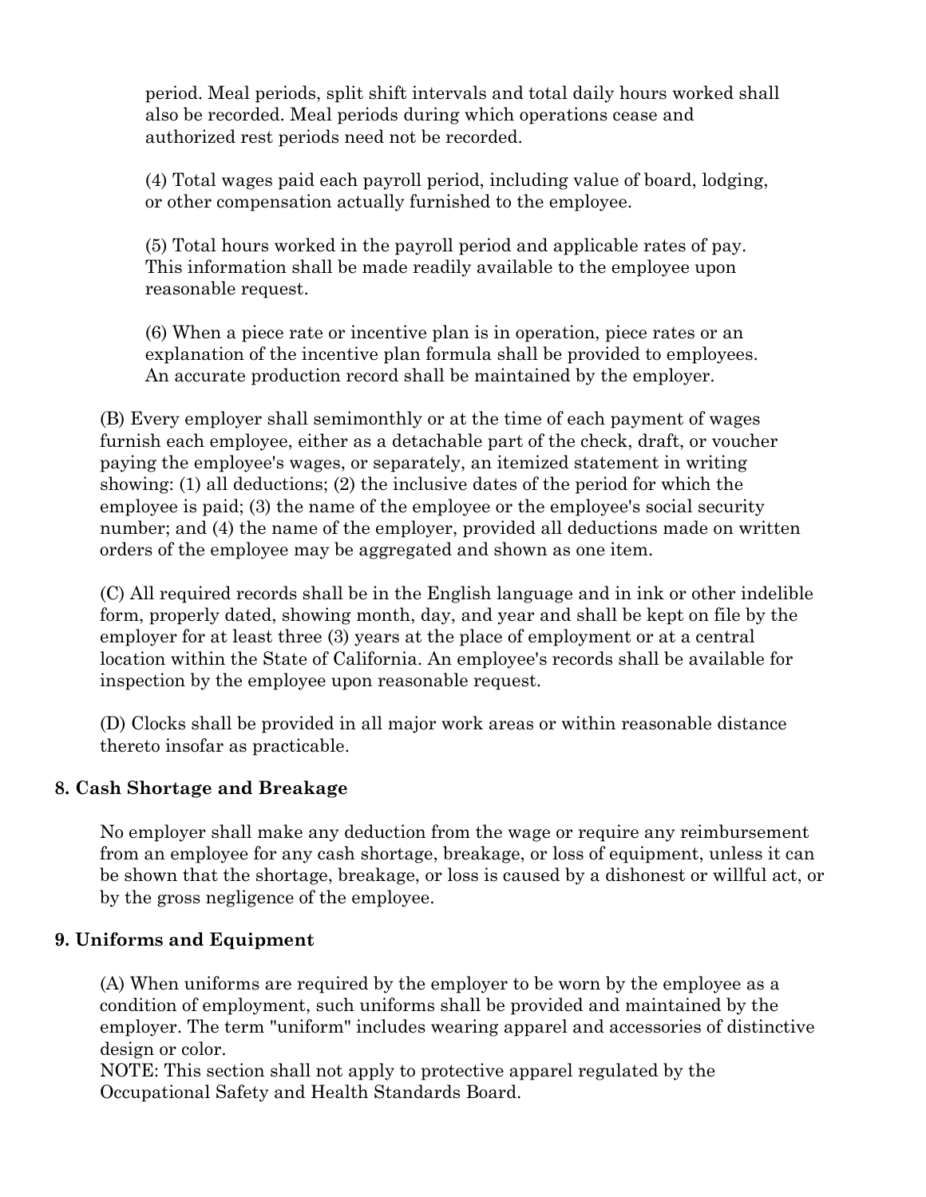period. Meal periods, split shift intervals and total daily hours worked shall also be recorded. Meal periods during which operations cease and authorized rest periods need not be recorded.

(4) Total wages paid each payroll period, including value of board, lodging, or other compensation actually furnished to the employee.

(5) Total hours worked in the payroll period and applicable rates of pay. This information shall be made readily available to the employee upon reasonable request.

(6) When a piece rate or incentive plan is in operation, piece rates or an explanation of the incentive plan formula shall be provided to employees. An accurate production record shall be maintained by the employer.

(B) Every employer shall semimonthly or at the time of each payment of wages furnish each employee, either as a detachable part of the check, draft, or voucher paying the employee's wages, or separately, an itemized statement in writing showing: (1) all deductions; (2) the inclusive dates of the period for which the employee is paid; (3) the name of the employee or the employee's social security number; and (4) the name of the employer, provided all deductions made on written orders of the employee may be aggregated and shown as one item.

(C) All required records shall be in the English language and in ink or other indelible form, properly dated, showing month, day, and year and shall be kept on file by the employer for at least three (3) years at the place of employment or at a central location within the State of California. An employee's records shall be available for inspection by the employee upon reasonable request.

(D) Clocks shall be provided in all major work areas or within reasonable distance thereto insofar as practicable.

**8. Cash Shortage and Breakage**

No employer shall make any deduction from the wage or require any reimbursement from an employee for any cash shortage, breakage, or loss of equipment, unless it can be shown that the shortage, breakage, or loss is caused by a dishonest or willful act, or by the gross negligence of the employee.

**9. Uniforms and Equipment**

(A) When uniforms are required by the employer to be worn by the employee as a condition of employment, such uniforms shall be provided and maintained by the employer. The term "uniform" includes wearing apparel and accessories of distinctive design or color.
NOTE: This section shall not apply to protective apparel regulated by the Occupational Safety and Health Standards Board.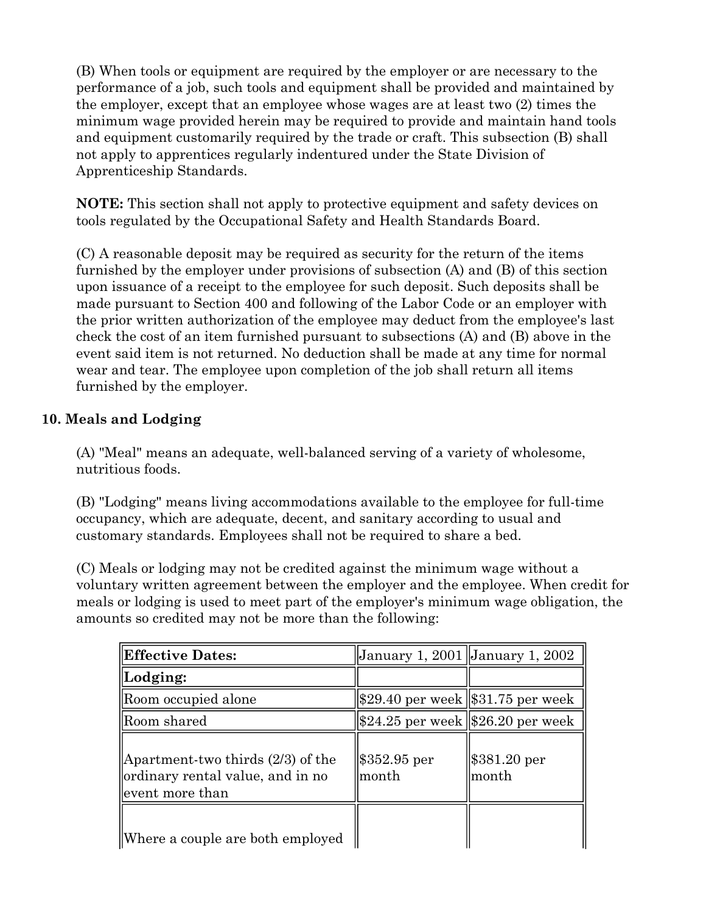(B) When tools or equipment are required by the employer or are necessary to the performance of a job, such tools and equipment shall be provided and maintained by the employer, except that an employee whose wages are at least two (2) times the minimum wage provided herein may be required to provide and maintain hand tools and equipment customarily required by the trade or craft. This subsection (B) shall not apply to apprentices regularly indentured under the State Division of Apprenticeship Standards.

**NOTE:** This section shall not apply to protective equipment and safety devices on tools regulated by the Occupational Safety and Health Standards Board.

(C) A reasonable deposit may be required as security for the return of the items furnished by the employer under provisions of subsection (A) and (B) of this section upon issuance of a receipt to the employee for such deposit. Such deposits shall be made pursuant to Section 400 and following of the Labor Code or an employer with the prior written authorization of the employee may deduct from the employee's last check the cost of an item furnished pursuant to subsections (A) and (B) above in the event said item is not returned. No deduction shall be made at any time for normal wear and tear. The employee upon completion of the job shall return all items furnished by the employer.

### 10. Meals and Lodging

(A) "Meal" means an adequate, well-balanced serving of a variety of wholesome, nutritious foods.

(B) "Lodging" means living accommodations available to the employee for full-time occupancy, which are adequate, decent, and sanitary according to usual and customary standards. Employees shall not be required to share a bed.

(C) Meals or lodging may not be credited against the minimum wage without a voluntary written agreement between the employer and the employee. When credit for meals or lodging is used to meet part of the employer's minimum wage obligation, the amounts so credited may not be more than the following:

| **Effective Dates:** | January 1, 2001 | January 1, 2002 |
|---|---|---|
| **Lodging:** | | |
| Room occupied alone | $29.40 per week | $31.75 per week |
| Room shared | $24.25 per week | $26.20 per week |
| Apartment-two thirds (2/3) of the ordinary rental value, and in no event more than | $352.95 per month | $381.20 per month |
| Where a couple are both employed | | |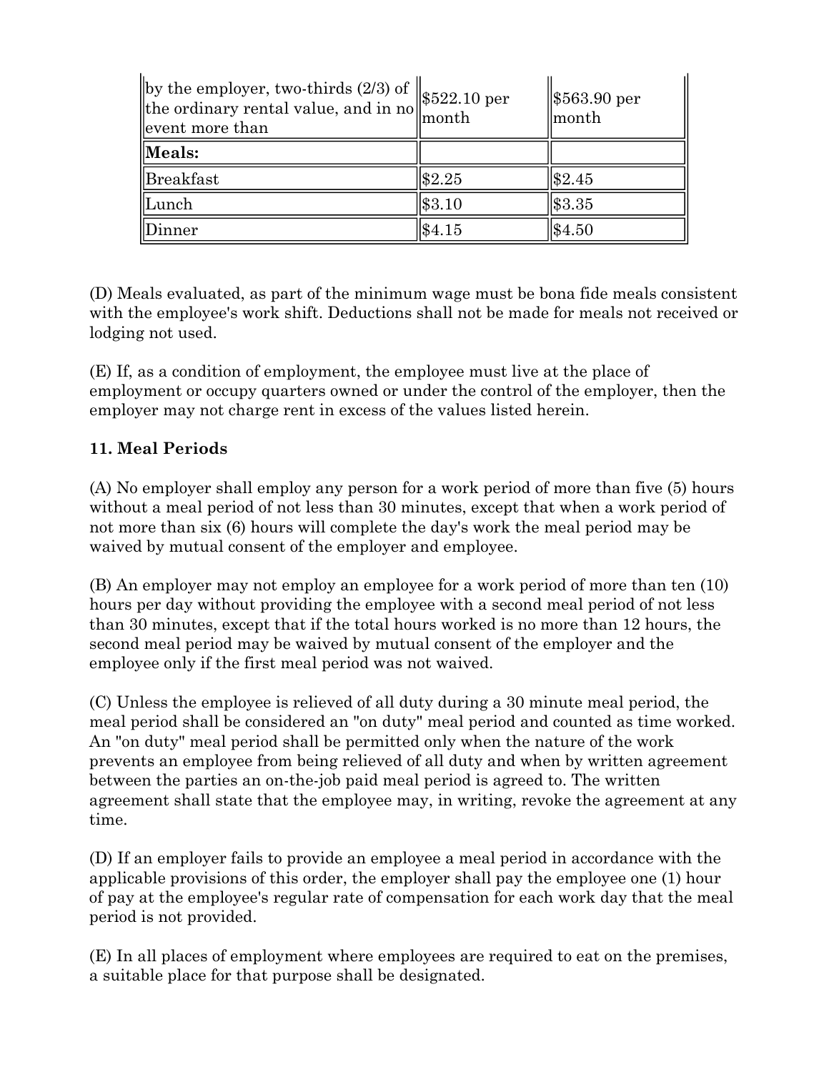| by the employer, two-thirds (2/3) of the ordinary rental value, and in no event more than | $522.10 per month | $563.90 per month |
|---|---|---|
| **Meals:** | | |
| Breakfast | $2.25 | $2.45 |
| Lunch | $3.10 | $3.35 |
| Dinner | $4.15 | $4.50 |

(D) Meals evaluated, as part of the minimum wage must be bona fide meals consistent with the employee's work shift. Deductions shall not be made for meals not received or lodging not used.

(E) If, as a condition of employment, the employee must live at the place of employment or occupy quarters owned or under the control of the employer, then the employer may not charge rent in excess of the values listed herein.

**11. Meal Periods**

(A) No employer shall employ any person for a work period of more than five (5) hours without a meal period of not less than 30 minutes, except that when a work period of not more than six (6) hours will complete the day's work the meal period may be waived by mutual consent of the employer and employee.

(B) An employer may not employ an employee for a work period of more than ten (10) hours per day without providing the employee with a second meal period of not less than 30 minutes, except that if the total hours worked is no more than 12 hours, the second meal period may be waived by mutual consent of the employer and the employee only if the first meal period was not waived.

(C) Unless the employee is relieved of all duty during a 30 minute meal period, the meal period shall be considered an "on duty" meal period and counted as time worked. An "on duty" meal period shall be permitted only when the nature of the work prevents an employee from being relieved of all duty and when by written agreement between the parties an on-the-job paid meal period is agreed to. The written agreement shall state that the employee may, in writing, revoke the agreement at any time.

(D) If an employer fails to provide an employee a meal period in accordance with the applicable provisions of this order, the employer shall pay the employee one (1) hour of pay at the employee's regular rate of compensation for each work day that the meal period is not provided.

(E) In all places of employment where employees are required to eat on the premises, a suitable place for that purpose shall be designated.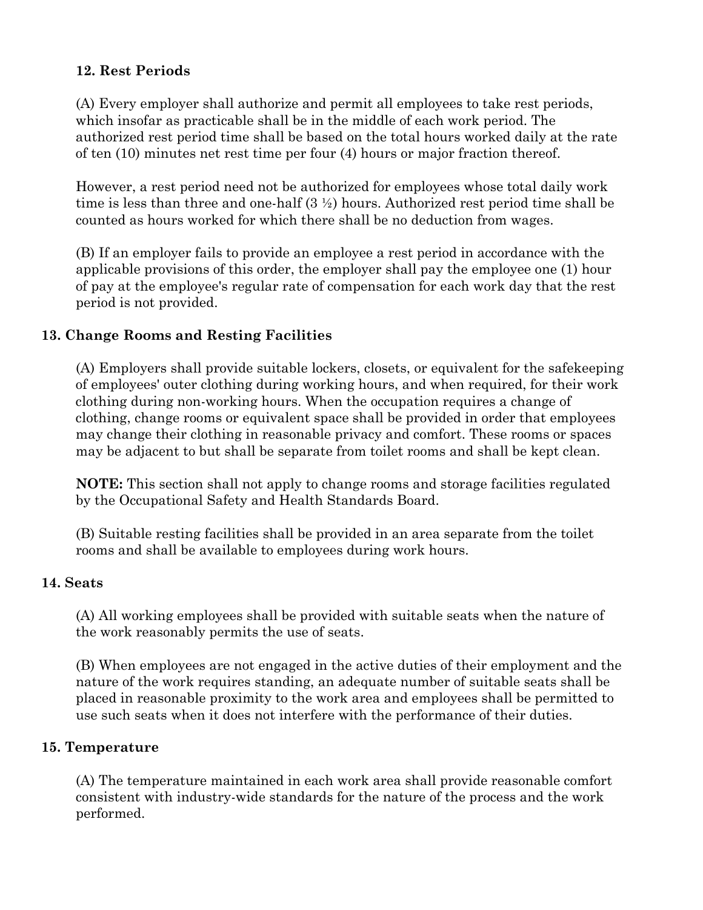### 12. Rest Periods

(A) Every employer shall authorize and permit all employees to take rest periods, which insofar as practicable shall be in the middle of each work period. The authorized rest period time shall be based on the total hours worked daily at the rate of ten (10) minutes net rest time per four (4) hours or major fraction thereof.

However, a rest period need not be authorized for employees whose total daily work time is less than three and one-half (3 ½) hours. Authorized rest period time shall be counted as hours worked for which there shall be no deduction from wages.

(B) If an employer fails to provide an employee a rest period in accordance with the applicable provisions of this order, the employer shall pay the employee one (1) hour of pay at the employee's regular rate of compensation for each work day that the rest period is not provided.

### 13. Change Rooms and Resting Facilities

(A) Employers shall provide suitable lockers, closets, or equivalent for the safekeeping of employees' outer clothing during working hours, and when required, for their work clothing during non-working hours. When the occupation requires a change of clothing, change rooms or equivalent space shall be provided in order that employees may change their clothing in reasonable privacy and comfort. These rooms or spaces may be adjacent to but shall be separate from toilet rooms and shall be kept clean.

**NOTE:** This section shall not apply to change rooms and storage facilities regulated by the Occupational Safety and Health Standards Board.

(B) Suitable resting facilities shall be provided in an area separate from the toilet rooms and shall be available to employees during work hours.

### 14. Seats

(A) All working employees shall be provided with suitable seats when the nature of the work reasonably permits the use of seats.

(B) When employees are not engaged in the active duties of their employment and the nature of the work requires standing, an adequate number of suitable seats shall be placed in reasonable proximity to the work area and employees shall be permitted to use such seats when it does not interfere with the performance of their duties.

### 15. Temperature

(A) The temperature maintained in each work area shall provide reasonable comfort consistent with industry-wide standards for the nature of the process and the work performed.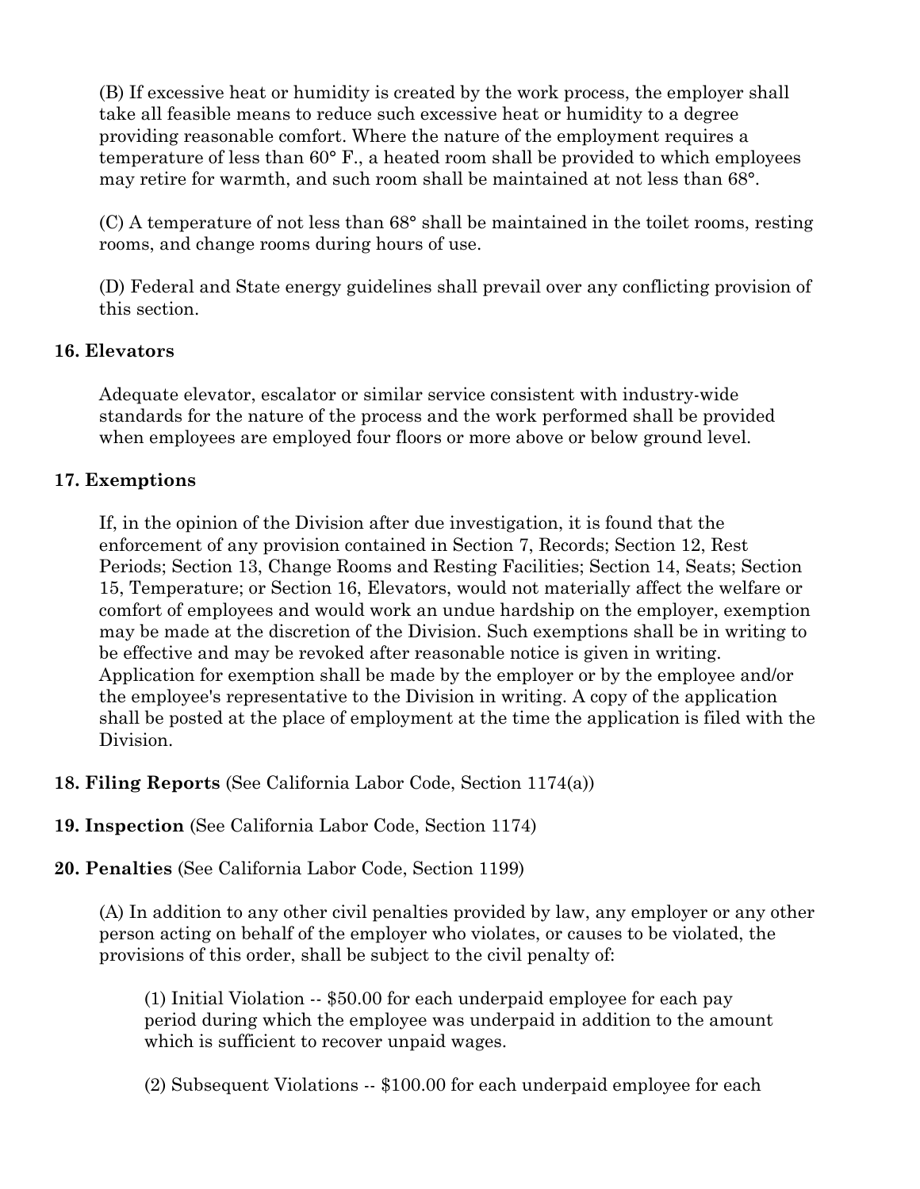(B) If excessive heat or humidity is created by the work process, the employer shall take all feasible means to reduce such excessive heat or humidity to a degree providing reasonable comfort. Where the nature of the employment requires a temperature of less than 60° F., a heated room shall be provided to which employees may retire for warmth, and such room shall be maintained at not less than 68°.

(C) A temperature of not less than 68° shall be maintained in the toilet rooms, resting rooms, and change rooms during hours of use.

(D) Federal and State energy guidelines shall prevail over any conflicting provision of this section.

**16. Elevators**

Adequate elevator, escalator or similar service consistent with industry-wide standards for the nature of the process and the work performed shall be provided when employees are employed four floors or more above or below ground level.

**17. Exemptions**

If, in the opinion of the Division after due investigation, it is found that the enforcement of any provision contained in Section 7, Records; Section 12, Rest Periods; Section 13, Change Rooms and Resting Facilities; Section 14, Seats; Section 15, Temperature; or Section 16, Elevators, would not materially affect the welfare or comfort of employees and would work an undue hardship on the employer, exemption may be made at the discretion of the Division. Such exemptions shall be in writing to be effective and may be revoked after reasonable notice is given in writing. Application for exemption shall be made by the employer or by the employee and/or the employee's representative to the Division in writing. A copy of the application shall be posted at the place of employment at the time the application is filed with the Division.

**18. Filing Reports** (See California Labor Code, Section 1174(a))

**19. Inspection** (See California Labor Code, Section 1174)

**20. Penalties** (See California Labor Code, Section 1199)

(A) In addition to any other civil penalties provided by law, any employer or any other person acting on behalf of the employer who violates, or causes to be violated, the provisions of this order, shall be subject to the civil penalty of:

(1) Initial Violation -- $50.00 for each underpaid employee for each pay period during which the employee was underpaid in addition to the amount which is sufficient to recover unpaid wages.

(2) Subsequent Violations -- $100.00 for each underpaid employee for each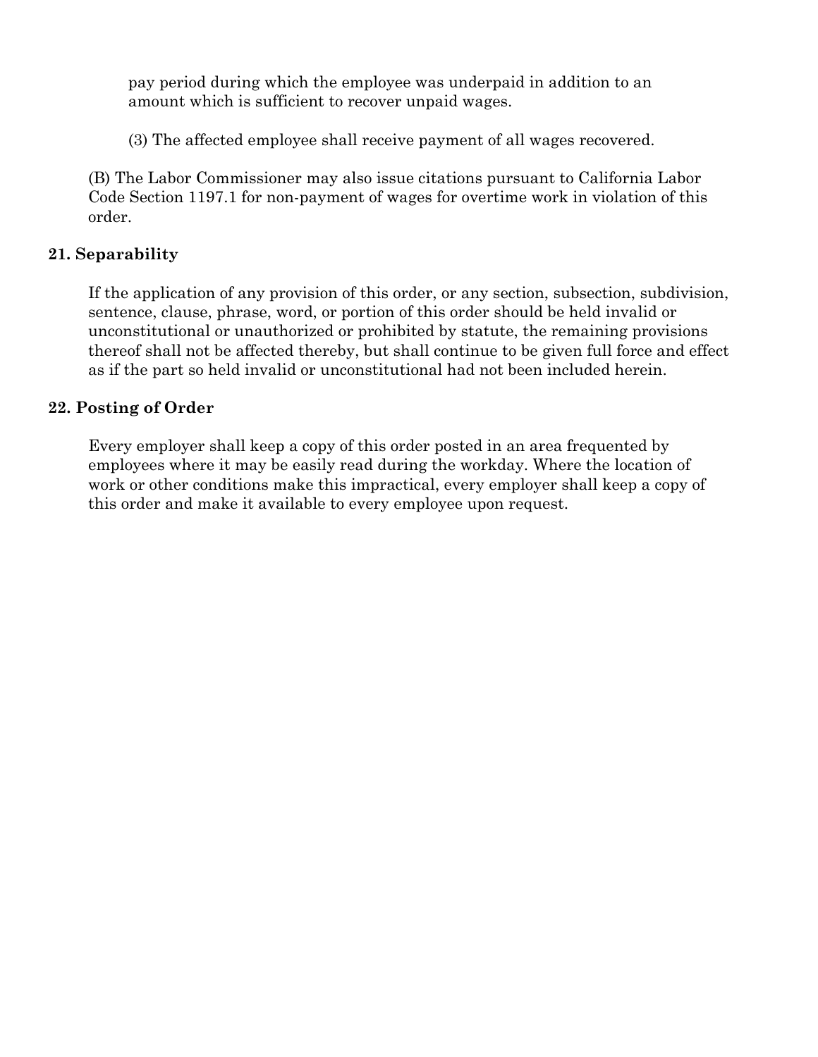pay period during which the employee was underpaid in addition to an amount which is sufficient to recover unpaid wages.

(3) The affected employee shall receive payment of all wages recovered.

(B) The Labor Commissioner may also issue citations pursuant to California Labor Code Section 1197.1 for non-payment of wages for overtime work in violation of this order.

### 21. Separability

If the application of any provision of this order, or any section, subsection, subdivision, sentence, clause, phrase, word, or portion of this order should be held invalid or unconstitutional or unauthorized or prohibited by statute, the remaining provisions thereof shall not be affected thereby, but shall continue to be given full force and effect as if the part so held invalid or unconstitutional had not been included herein.

### 22. Posting of Order

Every employer shall keep a copy of this order posted in an area frequented by employees where it may be easily read during the workday. Where the location of work or other conditions make this impractical, every employer shall keep a copy of this order and make it available to every employee upon request.